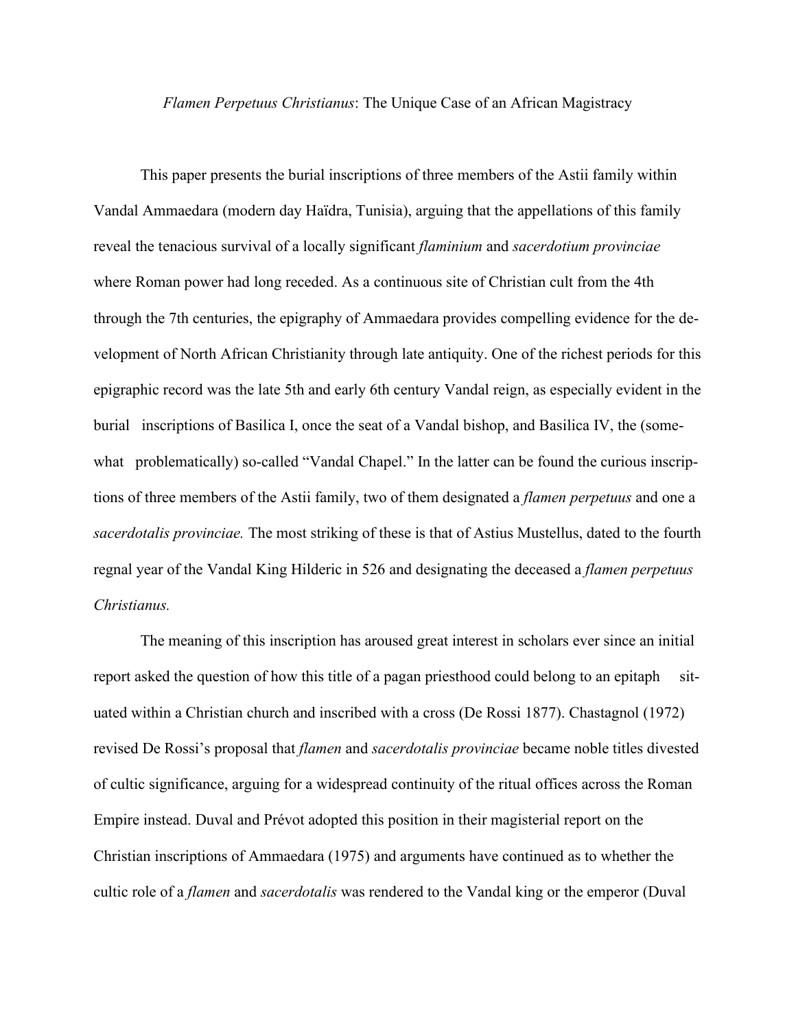*Flamen Perpetuus Christianus*: The Unique Case of an African Magistracy

This paper presents the burial inscriptions of three members of the Astii family within Vandal Ammaedara (modern day Haïdra, Tunisia), arguing that the appellations of this family reveal the tenacious survival of a locally significant *flaminium* and *sacerdotium provinciae* where Roman power had long receded. As a continuous site of Christian cult from the 4th through the 7th centuries, the epigraphy of Ammaedara provides compelling evidence for the development of North African Christianity through late antiquity. One of the richest periods for this epigraphic record was the late 5th and early 6th century Vandal reign, as especially evident in the burial inscriptions of Basilica I, once the seat of a Vandal bishop, and Basilica IV, the (somewhat problematically) so-called "Vandal Chapel." In the latter can be found the curious inscriptions of three members of the Astii family, two of them designated a *flamen perpetuus* and one a *sacerdotalis provinciae.* The most striking of these is that of Astius Mustellus, dated to the fourth regnal year of the Vandal King Hilderic in 526 and designating the deceased a *flamen perpetuus Christianus.*

The meaning of this inscription has aroused great interest in scholars ever since an initial report asked the question of how this title of a pagan priesthood could belong to an epitaph situated within a Christian church and inscribed with a cross (De Rossi 1877). Chastagnol (1972) revised De Rossi's proposal that *flamen* and *sacerdotalis provinciae* became noble titles divested of cultic significance, arguing for a widespread continuity of the ritual offices across the Roman Empire instead. Duval and Prévot adopted this position in their magisterial report on the Christian inscriptions of Ammaedara (1975) and arguments have continued as to whether the cultic role of a *flamen* and *sacerdotalis* was rendered to the Vandal king or the emperor (Duval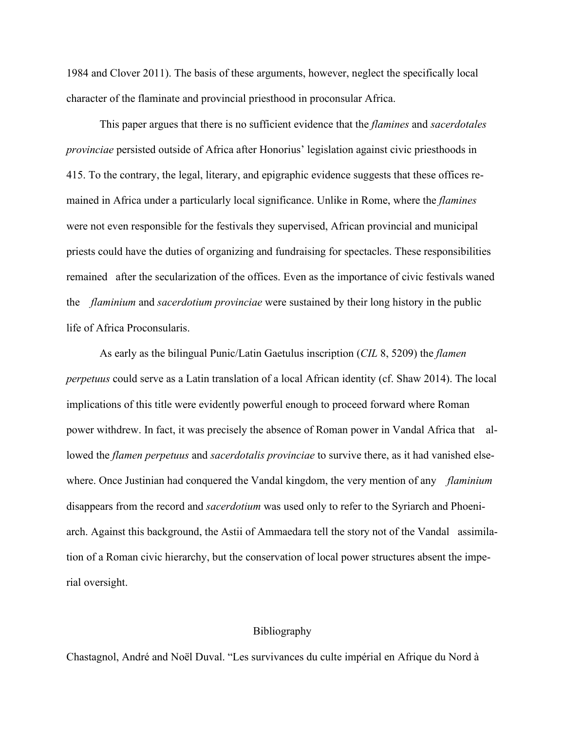1984 and Clover 2011). The basis of these arguments, however, neglect the specifically local character of the flaminate and provincial priesthood in proconsular Africa.

This paper argues that there is no sufficient evidence that the *flamines* and *sacerdotales provinciae* persisted outside of Africa after Honorius' legislation against civic priesthoods in 415. To the contrary, the legal, literary, and epigraphic evidence suggests that these offices remained in Africa under a particularly local significance. Unlike in Rome, where the *flamines* were not even responsible for the festivals they supervised, African provincial and municipal priests could have the duties of organizing and fundraising for spectacles. These responsibilities remained after the secularization of the offices. Even as the importance of civic festivals waned the *flaminium* and *sacerdotium provinciae* were sustained by their long history in the public life of Africa Proconsularis.

As early as the bilingual Punic/Latin Gaetulus inscription (*CIL* 8, 5209) the *flamen perpetuus* could serve as a Latin translation of a local African identity (cf. Shaw 2014). The local implications of this title were evidently powerful enough to proceed forward where Roman power withdrew. In fact, it was precisely the absence of Roman power in Vandal Africa that allowed the *flamen perpetuus* and *sacerdotalis provinciae* to survive there, as it had vanished elsewhere. Once Justinian had conquered the Vandal kingdom, the very mention of any *flaminium* disappears from the record and *sacerdotium* was used only to refer to the Syriarch and Phoeniarch. Against this background, the Astii of Ammaedara tell the story not of the Vandal assimilation of a Roman civic hierarchy, but the conservation of local power structures absent the imperial oversight.

## Bibliography

Chastagnol, André and Noël Duval. "Les survivances du culte impérial en Afrique du Nord à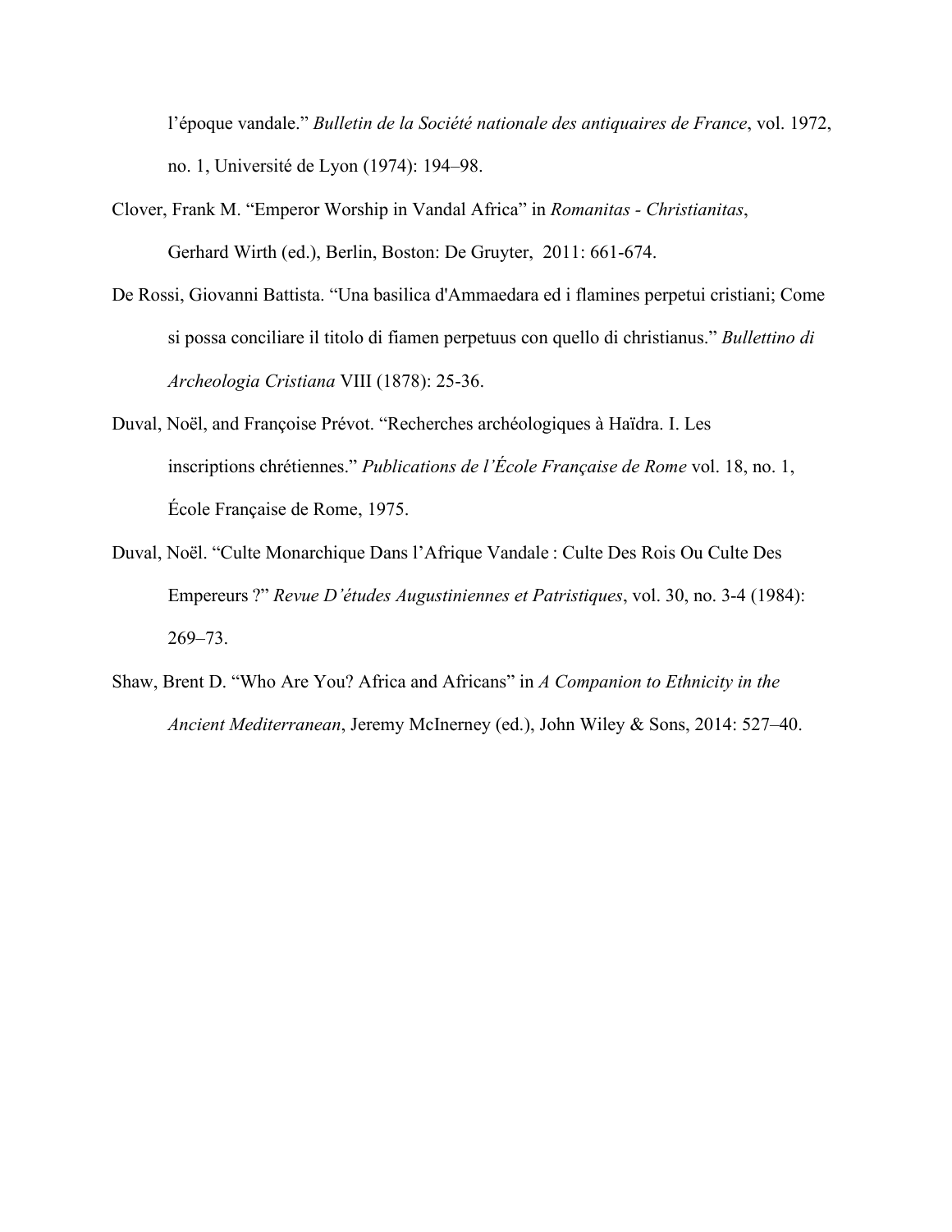l'époque vandale." *Bulletin de la Société nationale des antiquaires de France*, vol. 1972, no. 1, Université de Lyon (1974): 194–98.

Clover, Frank M. "Emperor Worship in Vandal Africa" in *Romanitas - Christianitas*, Gerhard Wirth (ed.), Berlin, Boston: De Gruyter, 2011: 661-674.

De Rossi, Giovanni Battista. "Una basilica d'Ammaedara ed i flamines perpetui cristiani; Come si possa conciliare il titolo di fiamen perpetuus con quello di christianus." *Bullettino di Archeologia Cristiana* VIII (1878): 25-36.

Duval, Noël, and Françoise Prévot. "Recherches archéologiques à Haïdra. I. Les inscriptions chrétiennes." *Publications de l'École Française de Rome* vol. 18, no. 1, École Française de Rome, 1975.

Duval, Noël. "Culte Monarchique Dans l'Afrique Vandale : Culte Des Rois Ou Culte Des Empereurs ?" *Revue D'études Augustiniennes et Patristiques*, vol. 30, no. 3-4 (1984): 269–73.

Shaw, Brent D. "Who Are You? Africa and Africans" in *A Companion to Ethnicity in the Ancient Mediterranean*, Jeremy McInerney (ed.), John Wiley & Sons, 2014: 527–40.